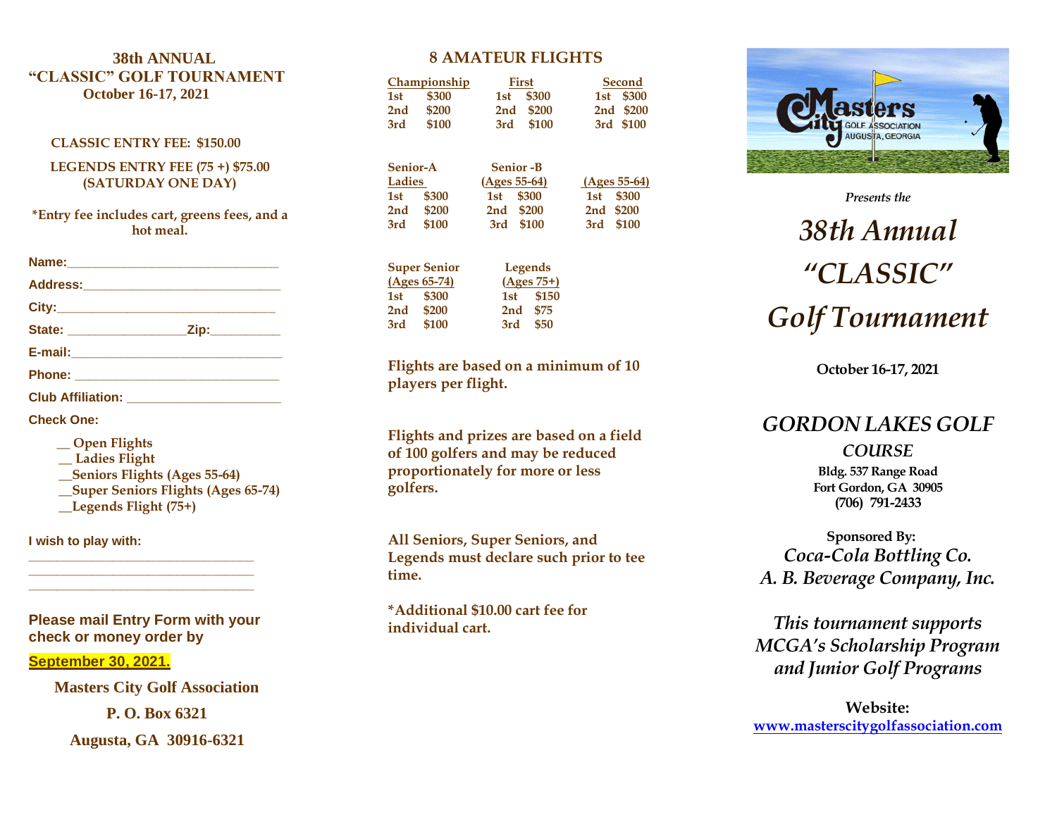# 38th ANNUAL
# "CLASSIC" GOLF TOURNAMENT
**October 16-17, 2021**

**CLASSIC ENTRY FEE: $150.00**

**LEGENDS ENTRY FEE (75 +) $75.00 (SATURDAY ONE DAY)**

**\*Entry fee includes cart, greens fees, and a hot meal.**

**Name:**______________________________

**Address:**____________________________

**City:**_______________________________

**State:** ________________**Zip:**__________

**E-mail:**_____________________________

**Phone:** _____________________________

**Club Affiliation:** ______________________

**Check One:**

- __ Open Flights
- __ Ladies Flight
- __Seniors Flights (Ages 55-64)
- __Super Seniors Flights (Ages 65-74)
- __Legends Flight (75+)

**I wish to play with:**

________________________________
________________________________
________________________________

**Please mail Entry Form with your check or money order by**

**September 30, 2021.**

**Masters City Golf Association**

**P. O. Box 6321**

**Augusta, GA 30916-6321**

## 8 AMATEUR FLIGHTS

| Championship | | First | | Second | |
|---|---|---|---|---|---|
| 1st | $300 | 1st | $300 | 1st | $300 |
| 2nd | $200 | 2nd | $200 | 2nd | $200 |
| 3rd | $100 | 3rd | $100 | 3rd | $100 |

| Senior-A Ladies | | Senior -B (Ages 55-64) | | (Ages 55-64) | |
|---|---|---|---|---|---|
| 1st | $300 | 1st | $300 | 1st | $300 |
| 2nd | $200 | 2nd | $200 | 2nd | $200 |
| 3rd | $100 | 3rd | $100 | 3rd | $100 |

| Super Senior (Ages 65-74) | | Legends (Ages 75+) | |
|---|---|---|---|
| 1st | $300 | 1st | $150 |
| 2nd | $200 | 2nd | $75 |
| 3rd | $100 | 3rd | $50 |

**Flights are based on a minimum of 10 players per flight.**

**Flights and prizes are based on a field of 100 golfers and may be reduced proportionately for more or less golfers.**

**All Seniors, Super Seniors, and Legends must declare such prior to tee time.**

**\*Additional $10.00 cart fee for individual cart.**

Masters City GOLF ASSOCIATION AUGUSTA, GEORGIA

*Presents the*

# *38th Annual "CLASSIC" Golf Tournament*

**October 16-17, 2021**

## *GORDON LAKES GOLF COURSE*

**Bldg. 537 Range Road**
**Fort Gordon, GA 30905**
**(706) 791-2433**

**Sponsored By:**
*Coca-Cola Bottling Co.*
*A. B. Beverage Company, Inc.*

*This tournament supports MCGA's Scholarship Program and Junior Golf Programs*

**Website:**
**www.masterscitygolfassociation.com**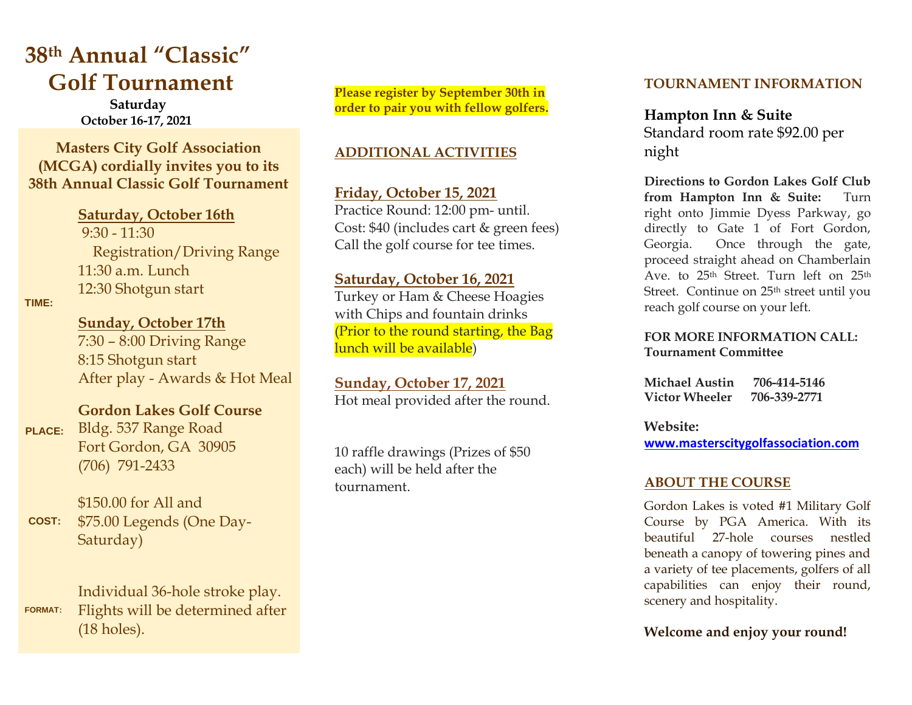# 38th Annual "Classic" Golf Tournament

**Saturday**
**October 16-17, 2021**

**Masters City Golf Association (MCGA) cordially invites you to its 38th Annual Classic Golf Tournament**

**TIME:**

**Saturday, October 16th**
9:30 - 11:30
Registration/Driving Range
11:30 a.m. Lunch
12:30 Shotgun start

**Sunday, October 17th**
7:30 – 8:00 Driving Range
8:15 Shotgun start
After play - Awards & Hot Meal

**PLACE:**

**Gordon Lakes Golf Course**
Bldg. 537 Range Road
Fort Gordon, GA 30905
(706) 791-2433

**COST:**

$150.00 for All and
$75.00 Legends (One Day-Saturday)

**FORMAT:**

Individual 36-hole stroke play. Flights will be determined after (18 holes).

**Please register by September 30th in order to pair you with fellow golfers.**

## ADDITIONAL ACTIVITIES

**Friday, October 15, 2021**
Practice Round: 12:00 pm- until.
Cost: $40 (includes cart & green fees)
Call the golf course for tee times.

**Saturday, October 16, 2021**
Turkey or Ham & Cheese Hoagies with Chips and fountain drinks
(Prior to the round starting, the Bag lunch will be available)

**Sunday, October 17, 2021**
Hot meal provided after the round.

10 raffle drawings (Prizes of $50 each) will be held after the tournament.

## TOURNAMENT INFORMATION

**Hampton Inn & Suite**
Standard room rate $92.00 per night

**Directions to Gordon Lakes Golf Club from Hampton Inn & Suite:** Turn right onto Jimmie Dyess Parkway, go directly to Gate 1 of Fort Gordon, Georgia. Once through the gate, proceed straight ahead on Chamberlain Ave. to 25th Street. Turn left on 25th Street. Continue on 25th street until you reach golf course on your left.

**FOR MORE INFORMATION CALL:**
**Tournament Committee**

**Michael Austin 706-414-5146**
**Victor Wheeler 706-339-2771**

**Website:**
www.masterscitygolfassociation.com

## ABOUT THE COURSE

Gordon Lakes is voted #1 Military Golf Course by PGA America. With its beautiful 27-hole courses nestled beneath a canopy of towering pines and a variety of tee placements, golfers of all capabilities can enjoy their round, scenery and hospitality.

**Welcome and enjoy your round!**